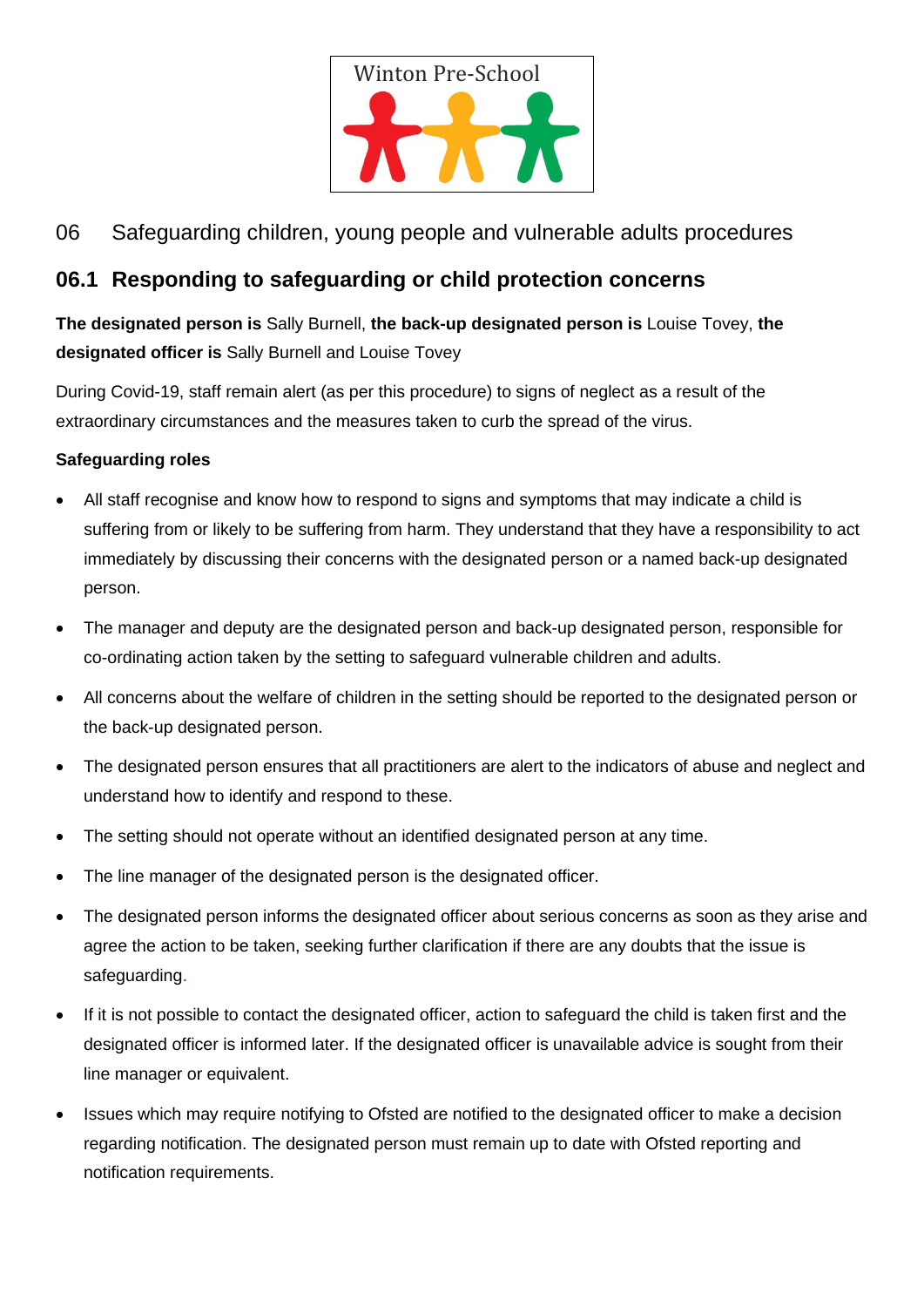Winton Pre-School

06 Safeguarding children, young people and vulnerable adults procedures

## 06.1 Responding to safeguarding or child protection concerns

**The designated person is** Sally Burnell, **the back-up designated person is** Louise Tovey, **the designated officer is** Sally Burnell and Louise Tovey

During Covid-19, staff remain alert (as per this procedure) to signs of neglect as a result of the extraordinary circumstances and the measures taken to curb the spread of the virus.

**Safeguarding roles**

- All staff recognise and know how to respond to signs and symptoms that may indicate a child is suffering from or likely to be suffering from harm. They understand that they have a responsibility to act immediately by discussing their concerns with the designated person or a named back-up designated person.
- The manager and deputy are the designated person and back-up designated person, responsible for co-ordinating action taken by the setting to safeguard vulnerable children and adults.
- All concerns about the welfare of children in the setting should be reported to the designated person or the back-up designated person.
- The designated person ensures that all practitioners are alert to the indicators of abuse and neglect and understand how to identify and respond to these.
- The setting should not operate without an identified designated person at any time.
- The line manager of the designated person is the designated officer.
- The designated person informs the designated officer about serious concerns as soon as they arise and agree the action to be taken, seeking further clarification if there are any doubts that the issue is safeguarding.
- If it is not possible to contact the designated officer, action to safeguard the child is taken first and the designated officer is informed later. If the designated officer is unavailable advice is sought from their line manager or equivalent.
- Issues which may require notifying to Ofsted are notified to the designated officer to make a decision regarding notification. The designated person must remain up to date with Ofsted reporting and notification requirements.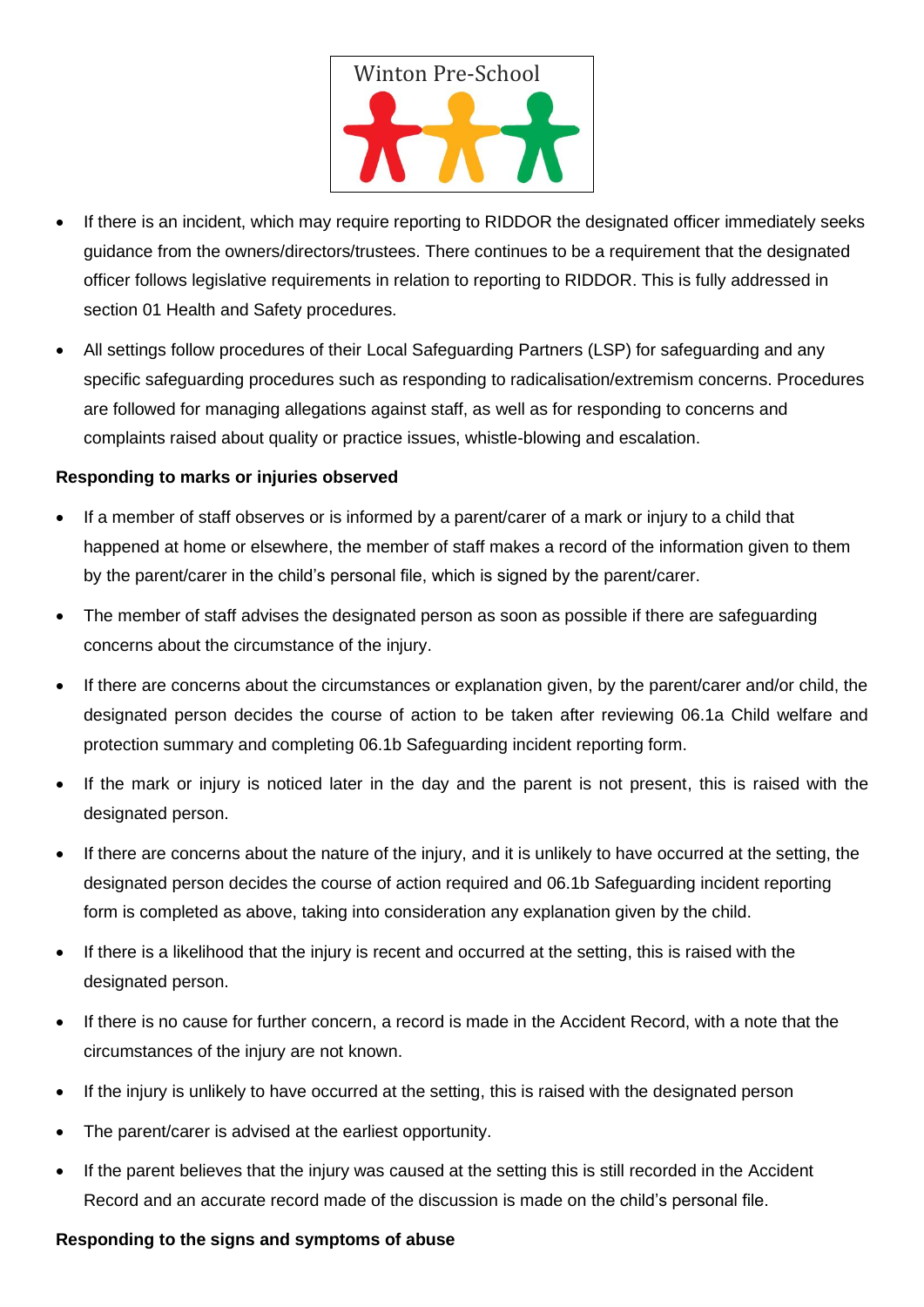- If there is an incident, which may require reporting to RIDDOR the designated officer immediately seeks guidance from the owners/directors/trustees. There continues to be a requirement that the designated officer follows legislative requirements in relation to reporting to RIDDOR. This is fully addressed in section 01 Health and Safety procedures.
- All settings follow procedures of their Local Safeguarding Partners (LSP) for safeguarding and any specific safeguarding procedures such as responding to radicalisation/extremism concerns. Procedures are followed for managing allegations against staff, as well as for responding to concerns and complaints raised about quality or practice issues, whistle-blowing and escalation.

**Responding to marks or injuries observed**

- If a member of staff observes or is informed by a parent/carer of a mark or injury to a child that happened at home or elsewhere, the member of staff makes a record of the information given to them by the parent/carer in the child's personal file, which is signed by the parent/carer.
- The member of staff advises the designated person as soon as possible if there are safeguarding concerns about the circumstance of the injury.
- If there are concerns about the circumstances or explanation given, by the parent/carer and/or child, the designated person decides the course of action to be taken after reviewing 06.1a Child welfare and protection summary and completing 06.1b Safeguarding incident reporting form.
- If the mark or injury is noticed later in the day and the parent is not present, this is raised with the designated person.
- If there are concerns about the nature of the injury, and it is unlikely to have occurred at the setting, the designated person decides the course of action required and 06.1b Safeguarding incident reporting form is completed as above, taking into consideration any explanation given by the child.
- If there is a likelihood that the injury is recent and occurred at the setting, this is raised with the designated person.
- If there is no cause for further concern, a record is made in the Accident Record, with a note that the circumstances of the injury are not known.
- If the injury is unlikely to have occurred at the setting, this is raised with the designated person
- The parent/carer is advised at the earliest opportunity.
- If the parent believes that the injury was caused at the setting this is still recorded in the Accident Record and an accurate record made of the discussion is made on the child's personal file.

**Responding to the signs and symptoms of abuse**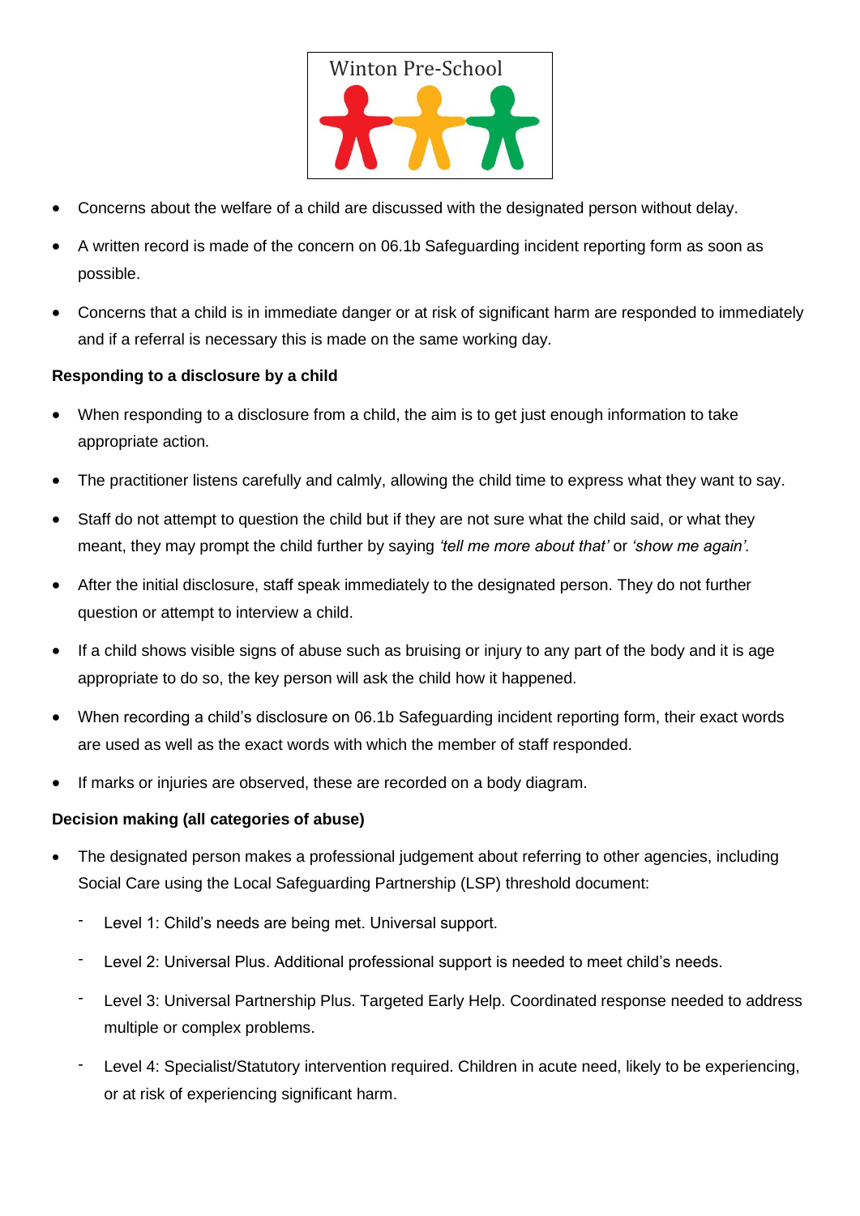- Concerns about the welfare of a child are discussed with the designated person without delay.
- A written record is made of the concern on 06.1b Safeguarding incident reporting form as soon as possible.
- Concerns that a child is in immediate danger or at risk of significant harm are responded to immediately and if a referral is necessary this is made on the same working day.

**Responding to a disclosure by a child**

- When responding to a disclosure from a child, the aim is to get just enough information to take appropriate action.
- The practitioner listens carefully and calmly, allowing the child time to express what they want to say.
- Staff do not attempt to question the child but if they are not sure what the child said, or what they meant, they may prompt the child further by saying *'tell me more about that'* or *'show me again'.*
- After the initial disclosure, staff speak immediately to the designated person. They do not further question or attempt to interview a child.
- If a child shows visible signs of abuse such as bruising or injury to any part of the body and it is age appropriate to do so, the key person will ask the child how it happened.
- When recording a child's disclosure on 06.1b Safeguarding incident reporting form, their exact words are used as well as the exact words with which the member of staff responded.
- If marks or injuries are observed, these are recorded on a body diagram.

**Decision making (all categories of abuse)**

- The designated person makes a professional judgement about referring to other agencies, including Social Care using the Local Safeguarding Partnership (LSP) threshold document:
  - Level 1: Child's needs are being met. Universal support.
  - Level 2: Universal Plus. Additional professional support is needed to meet child's needs.
  - Level 3: Universal Partnership Plus. Targeted Early Help. Coordinated response needed to address multiple or complex problems.
  - Level 4: Specialist/Statutory intervention required. Children in acute need, likely to be experiencing, or at risk of experiencing significant harm.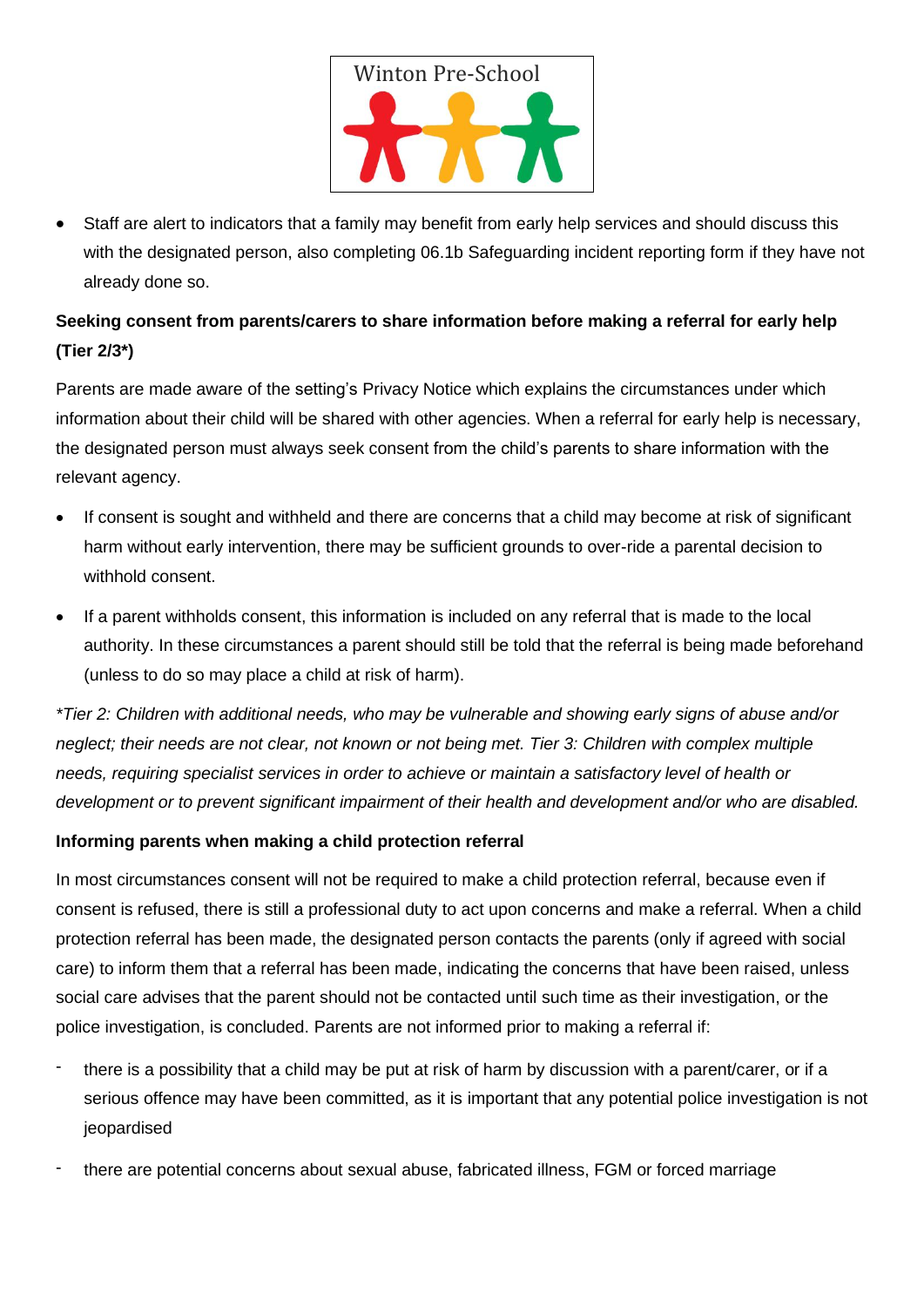- Staff are alert to indicators that a family may benefit from early help services and should discuss this with the designated person, also completing 06.1b Safeguarding incident reporting form if they have not already done so.

**Seeking consent from parents/carers to share information before making a referral for early help (Tier 2/3*)**

Parents are made aware of the setting's Privacy Notice which explains the circumstances under which information about their child will be shared with other agencies. When a referral for early help is necessary, the designated person must always seek consent from the child's parents to share information with the relevant agency.

- If consent is sought and withheld and there are concerns that a child may become at risk of significant harm without early intervention, there may be sufficient grounds to over-ride a parental decision to withhold consent.
- If a parent withholds consent, this information is included on any referral that is made to the local authority. In these circumstances a parent should still be told that the referral is being made beforehand (unless to do so may place a child at risk of harm).

*\*Tier 2: Children with additional needs, who may be vulnerable and showing early signs of abuse and/or neglect; their needs are not clear, not known or not being met. Tier 3: Children with complex multiple needs, requiring specialist services in order to achieve or maintain a satisfactory level of health or development or to prevent significant impairment of their health and development and/or who are disabled.*

**Informing parents when making a child protection referral**

In most circumstances consent will not be required to make a child protection referral, because even if consent is refused, there is still a professional duty to act upon concerns and make a referral. When a child protection referral has been made, the designated person contacts the parents (only if agreed with social care) to inform them that a referral has been made, indicating the concerns that have been raised, unless social care advises that the parent should not be contacted until such time as their investigation, or the police investigation, is concluded. Parents are not informed prior to making a referral if:

- there is a possibility that a child may be put at risk of harm by discussion with a parent/carer, or if a serious offence may have been committed, as it is important that any potential police investigation is not jeopardised
- there are potential concerns about sexual abuse, fabricated illness, FGM or forced marriage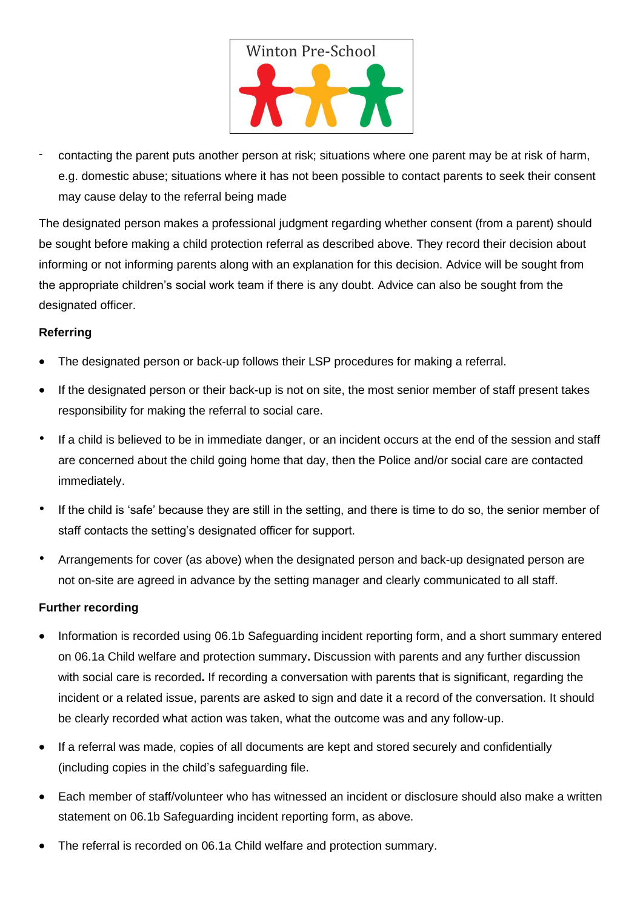- contacting the parent puts another person at risk; situations where one parent may be at risk of harm, e.g. domestic abuse; situations where it has not been possible to contact parents to seek their consent may cause delay to the referral being made

The designated person makes a professional judgment regarding whether consent (from a parent) should be sought before making a child protection referral as described above. They record their decision about informing or not informing parents along with an explanation for this decision. Advice will be sought from the appropriate children's social work team if there is any doubt. Advice can also be sought from the designated officer.

**Referring**

- The designated person or back-up follows their LSP procedures for making a referral.
- If the designated person or their back-up is not on site, the most senior member of staff present takes responsibility for making the referral to social care.
- If a child is believed to be in immediate danger, or an incident occurs at the end of the session and staff are concerned about the child going home that day, then the Police and/or social care are contacted immediately.
- If the child is 'safe' because they are still in the setting, and there is time to do so, the senior member of staff contacts the setting's designated officer for support.
- Arrangements for cover (as above) when the designated person and back-up designated person are not on-site are agreed in advance by the setting manager and clearly communicated to all staff.

**Further recording**

- Information is recorded using 06.1b Safeguarding incident reporting form, and a short summary entered on 06.1a Child welfare and protection summary**.** Discussion with parents and any further discussion with social care is recorded**.** If recording a conversation with parents that is significant, regarding the incident or a related issue, parents are asked to sign and date it a record of the conversation. It should be clearly recorded what action was taken, what the outcome was and any follow-up.
- If a referral was made, copies of all documents are kept and stored securely and confidentially (including copies in the child's safeguarding file.
- Each member of staff/volunteer who has witnessed an incident or disclosure should also make a written statement on 06.1b Safeguarding incident reporting form, as above.
- The referral is recorded on 06.1a Child welfare and protection summary.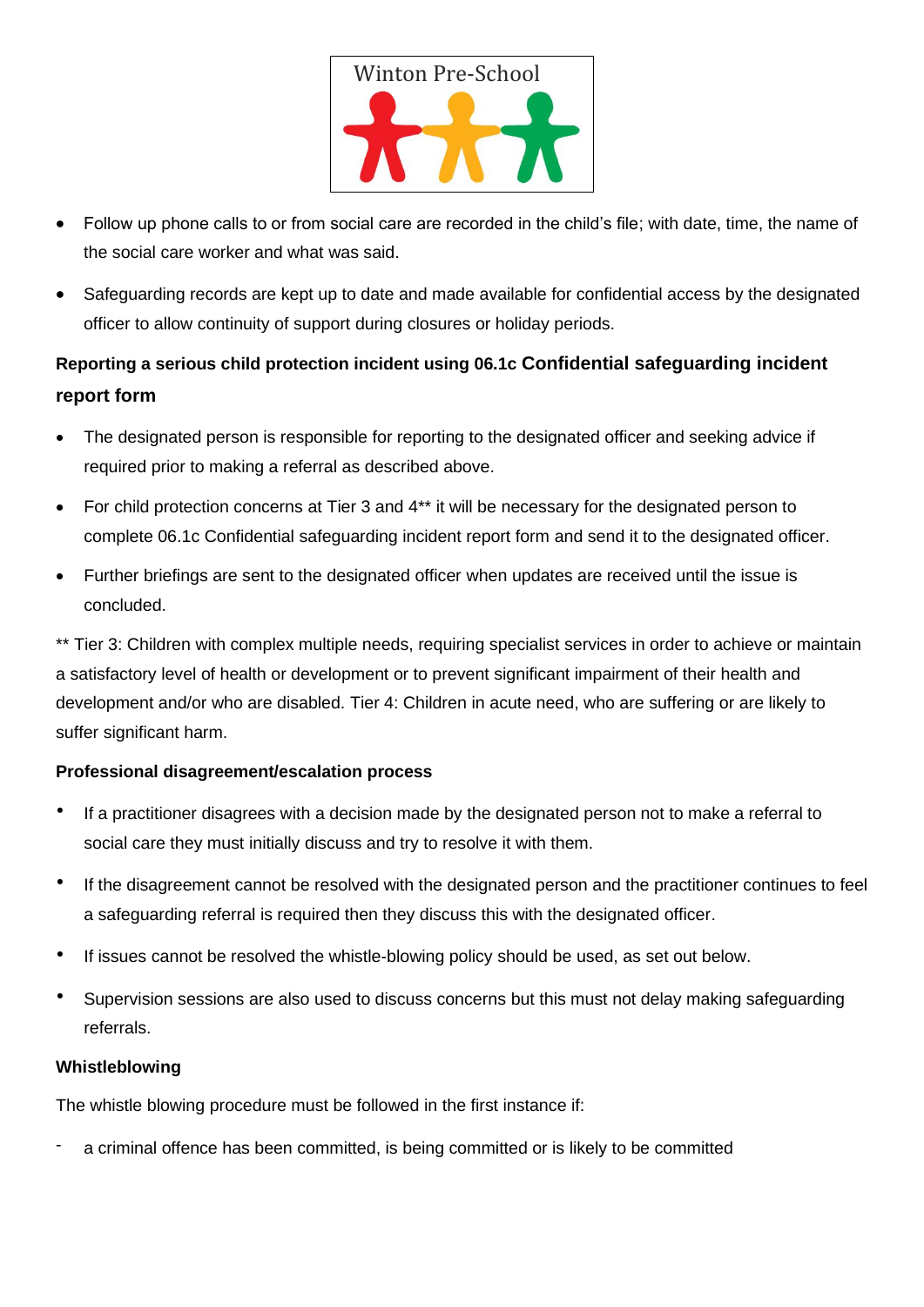- Follow up phone calls to or from social care are recorded in the child's file; with date, time, the name of the social care worker and what was said.
- Safeguarding records are kept up to date and made available for confidential access by the designated officer to allow continuity of support during closures or holiday periods.

**Reporting a serious child protection incident using 06.1c Confidential safeguarding incident report form**

- The designated person is responsible for reporting to the designated officer and seeking advice if required prior to making a referral as described above.
- For child protection concerns at Tier 3 and 4** it will be necessary for the designated person to complete 06.1c Confidential safeguarding incident report form and send it to the designated officer.
- Further briefings are sent to the designated officer when updates are received until the issue is concluded.

** Tier 3: Children with complex multiple needs, requiring specialist services in order to achieve or maintain a satisfactory level of health or development or to prevent significant impairment of their health and development and/or who are disabled. Tier 4: Children in acute need, who are suffering or are likely to suffer significant harm.

**Professional disagreement/escalation process**

- If a practitioner disagrees with a decision made by the designated person not to make a referral to social care they must initially discuss and try to resolve it with them.
- If the disagreement cannot be resolved with the designated person and the practitioner continues to feel a safeguarding referral is required then they discuss this with the designated officer.
- If issues cannot be resolved the whistle-blowing policy should be used, as set out below.
- Supervision sessions are also used to discuss concerns but this must not delay making safeguarding referrals.

**Whistleblowing**

The whistle blowing procedure must be followed in the first instance if:

- a criminal offence has been committed, is being committed or is likely to be committed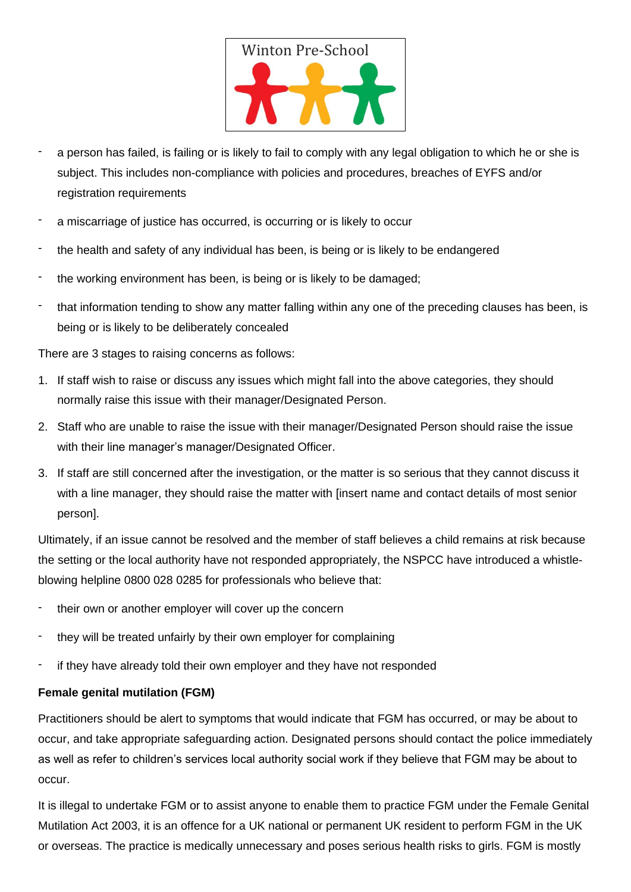- a person has failed, is failing or is likely to fail to comply with any legal obligation to which he or she is subject. This includes non-compliance with policies and procedures, breaches of EYFS and/or registration requirements
- a miscarriage of justice has occurred, is occurring or is likely to occur
- the health and safety of any individual has been, is being or is likely to be endangered
- the working environment has been, is being or is likely to be damaged;
- that information tending to show any matter falling within any one of the preceding clauses has been, is being or is likely to be deliberately concealed

There are 3 stages to raising concerns as follows:

1. If staff wish to raise or discuss any issues which might fall into the above categories, they should normally raise this issue with their manager/Designated Person.
2. Staff who are unable to raise the issue with their manager/Designated Person should raise the issue with their line manager's manager/Designated Officer.
3. If staff are still concerned after the investigation, or the matter is so serious that they cannot discuss it with a line manager, they should raise the matter with [insert name and contact details of most senior person].

Ultimately, if an issue cannot be resolved and the member of staff believes a child remains at risk because the setting or the local authority have not responded appropriately, the NSPCC have introduced a whistle-blowing helpline 0800 028 0285 for professionals who believe that:

- their own or another employer will cover up the concern
- they will be treated unfairly by their own employer for complaining
- if they have already told their own employer and they have not responded

**Female genital mutilation (FGM)**

Practitioners should be alert to symptoms that would indicate that FGM has occurred, or may be about to occur, and take appropriate safeguarding action. Designated persons should contact the police immediately as well as refer to children's services local authority social work if they believe that FGM may be about to occur.

It is illegal to undertake FGM or to assist anyone to enable them to practice FGM under the Female Genital Mutilation Act 2003, it is an offence for a UK national or permanent UK resident to perform FGM in the UK or overseas. The practice is medically unnecessary and poses serious health risks to girls. FGM is mostly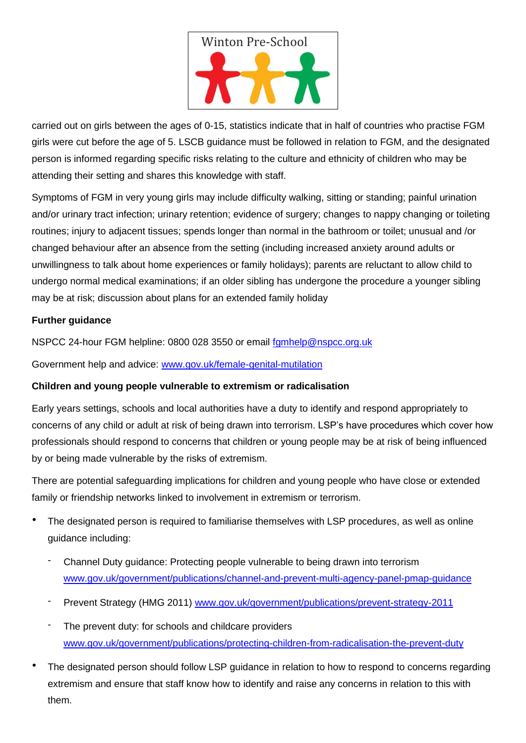carried out on girls between the ages of 0-15, statistics indicate that in half of countries who practise FGM girls were cut before the age of 5. LSCB guidance must be followed in relation to FGM, and the designated person is informed regarding specific risks relating to the culture and ethnicity of children who may be attending their setting and shares this knowledge with staff.

Symptoms of FGM in very young girls may include difficulty walking, sitting or standing; painful urination and/or urinary tract infection; urinary retention; evidence of surgery; changes to nappy changing or toileting routines; injury to adjacent tissues; spends longer than normal in the bathroom or toilet; unusual and /or changed behaviour after an absence from the setting (including increased anxiety around adults or unwillingness to talk about home experiences or family holidays); parents are reluctant to allow child to undergo normal medical examinations; if an older sibling has undergone the procedure a younger sibling may be at risk; discussion about plans for an extended family holiday

**Further guidance**

NSPCC 24-hour FGM helpline: 0800 028 3550 or email fgmhelp@nspcc.org.uk

Government help and advice: www.gov.uk/female-genital-mutilation

**Children and young people vulnerable to extremism or radicalisation**

Early years settings, schools and local authorities have a duty to identify and respond appropriately to concerns of any child or adult at risk of being drawn into terrorism. LSP's have procedures which cover how professionals should respond to concerns that children or young people may be at risk of being influenced by or being made vulnerable by the risks of extremism.

There are potential safeguarding implications for children and young people who have close or extended family or friendship networks linked to involvement in extremism or terrorism.

- The designated person is required to familiarise themselves with LSP procedures, as well as online guidance including:
  - Channel Duty guidance: Protecting people vulnerable to being drawn into terrorism www.gov.uk/government/publications/channel-and-prevent-multi-agency-panel-pmap-guidance
  - Prevent Strategy (HMG 2011) www.gov.uk/government/publications/prevent-strategy-2011
  - The prevent duty: for schools and childcare providers www.gov.uk/government/publications/protecting-children-from-radicalisation-the-prevent-duty
- The designated person should follow LSP guidance in relation to how to respond to concerns regarding extremism and ensure that staff know how to identify and raise any concerns in relation to this with them.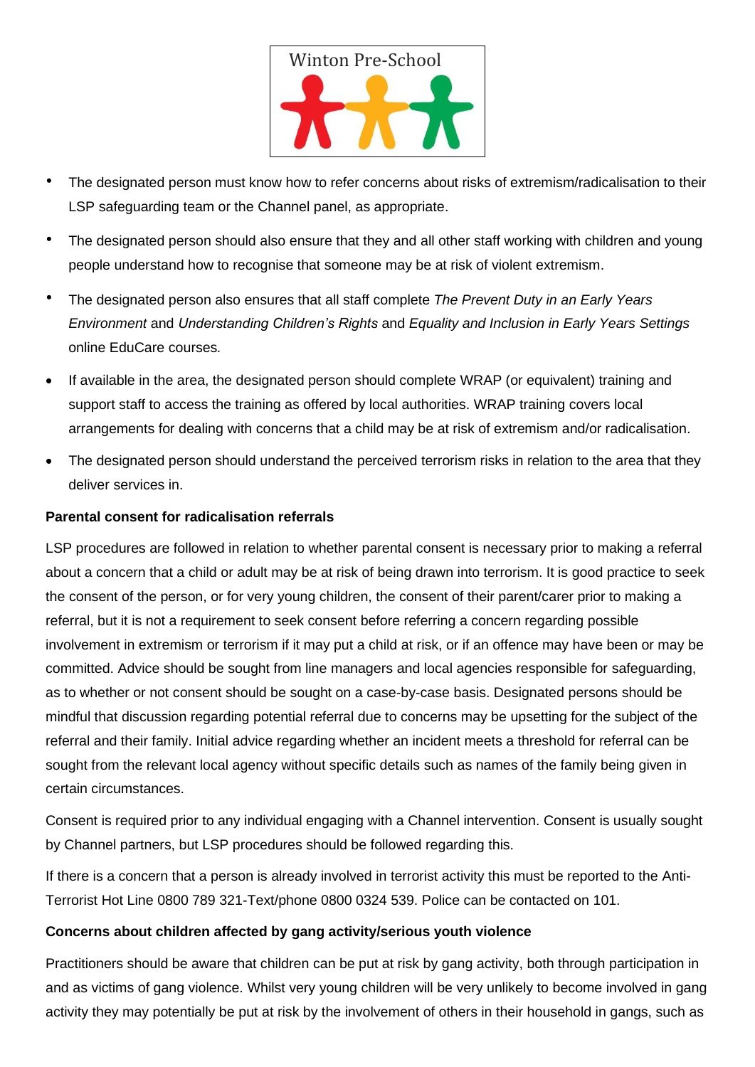- The designated person must know how to refer concerns about risks of extremism/radicalisation to their LSP safeguarding team or the Channel panel, as appropriate.
- The designated person should also ensure that they and all other staff working with children and young people understand how to recognise that someone may be at risk of violent extremism.
- The designated person also ensures that all staff complete *The Prevent Duty in an Early Years Environment* and *Understanding Children's Rights* and *Equality and Inclusion in Early Years Settings* online EduCare courses*.*
- If available in the area, the designated person should complete WRAP (or equivalent) training and support staff to access the training as offered by local authorities. WRAP training covers local arrangements for dealing with concerns that a child may be at risk of extremism and/or radicalisation.
- The designated person should understand the perceived terrorism risks in relation to the area that they deliver services in.

**Parental consent for radicalisation referrals**

LSP procedures are followed in relation to whether parental consent is necessary prior to making a referral about a concern that a child or adult may be at risk of being drawn into terrorism. It is good practice to seek the consent of the person, or for very young children, the consent of their parent/carer prior to making a referral, but it is not a requirement to seek consent before referring a concern regarding possible involvement in extremism or terrorism if it may put a child at risk, or if an offence may have been or may be committed. Advice should be sought from line managers and local agencies responsible for safeguarding, as to whether or not consent should be sought on a case-by-case basis. Designated persons should be mindful that discussion regarding potential referral due to concerns may be upsetting for the subject of the referral and their family. Initial advice regarding whether an incident meets a threshold for referral can be sought from the relevant local agency without specific details such as names of the family being given in certain circumstances.

Consent is required prior to any individual engaging with a Channel intervention. Consent is usually sought by Channel partners, but LSP procedures should be followed regarding this.

If there is a concern that a person is already involved in terrorist activity this must be reported to the Anti-Terrorist Hot Line 0800 789 321-Text/phone 0800 0324 539. Police can be contacted on 101.

**Concerns about children affected by gang activity/serious youth violence**

Practitioners should be aware that children can be put at risk by gang activity, both through participation in and as victims of gang violence. Whilst very young children will be very unlikely to become involved in gang activity they may potentially be put at risk by the involvement of others in their household in gangs, such as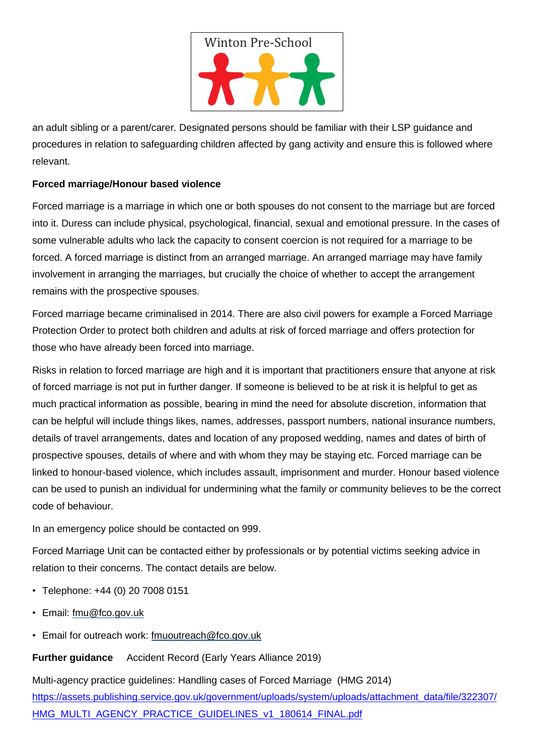an adult sibling or a parent/carer. Designated persons should be familiar with their LSP guidance and procedures in relation to safeguarding children affected by gang activity and ensure this is followed where relevant.

**Forced marriage/Honour based violence**

Forced marriage is a marriage in which one or both spouses do not consent to the marriage but are forced into it. Duress can include physical, psychological, financial, sexual and emotional pressure. In the cases of some vulnerable adults who lack the capacity to consent coercion is not required for a marriage to be forced. A forced marriage is distinct from an arranged marriage. An arranged marriage may have family involvement in arranging the marriages, but crucially the choice of whether to accept the arrangement remains with the prospective spouses.

Forced marriage became criminalised in 2014. There are also civil powers for example a Forced Marriage Protection Order to protect both children and adults at risk of forced marriage and offers protection for those who have already been forced into marriage.

Risks in relation to forced marriage are high and it is important that practitioners ensure that anyone at risk of forced marriage is not put in further danger. If someone is believed to be at risk it is helpful to get as much practical information as possible, bearing in mind the need for absolute discretion, information that can be helpful will include things likes, names, addresses, passport numbers, national insurance numbers, details of travel arrangements, dates and location of any proposed wedding, names and dates of birth of prospective spouses, details of where and with whom they may be staying etc. Forced marriage can be linked to honour-based violence, which includes assault, imprisonment and murder. Honour based violence can be used to punish an individual for undermining what the family or community believes to be the correct code of behaviour.

In an emergency police should be contacted on 999.

Forced Marriage Unit can be contacted either by professionals or by potential victims seeking advice in relation to their concerns. The contact details are below.

- Telephone: +44 (0) 20 7008 0151
- Email: fmu@fco.gov.uk
- Email for outreach work: fmuoutreach@fco.gov.uk

**Further guidance** Accident Record (Early Years Alliance 2019)

Multi-agency practice guidelines: Handling cases of Forced Marriage (HMG 2014)
https://assets.publishing.service.gov.uk/government/uploads/system/uploads/attachment_data/file/322307/HMG_MULTI_AGENCY_PRACTICE_GUIDELINES_v1_180614_FINAL.pdf